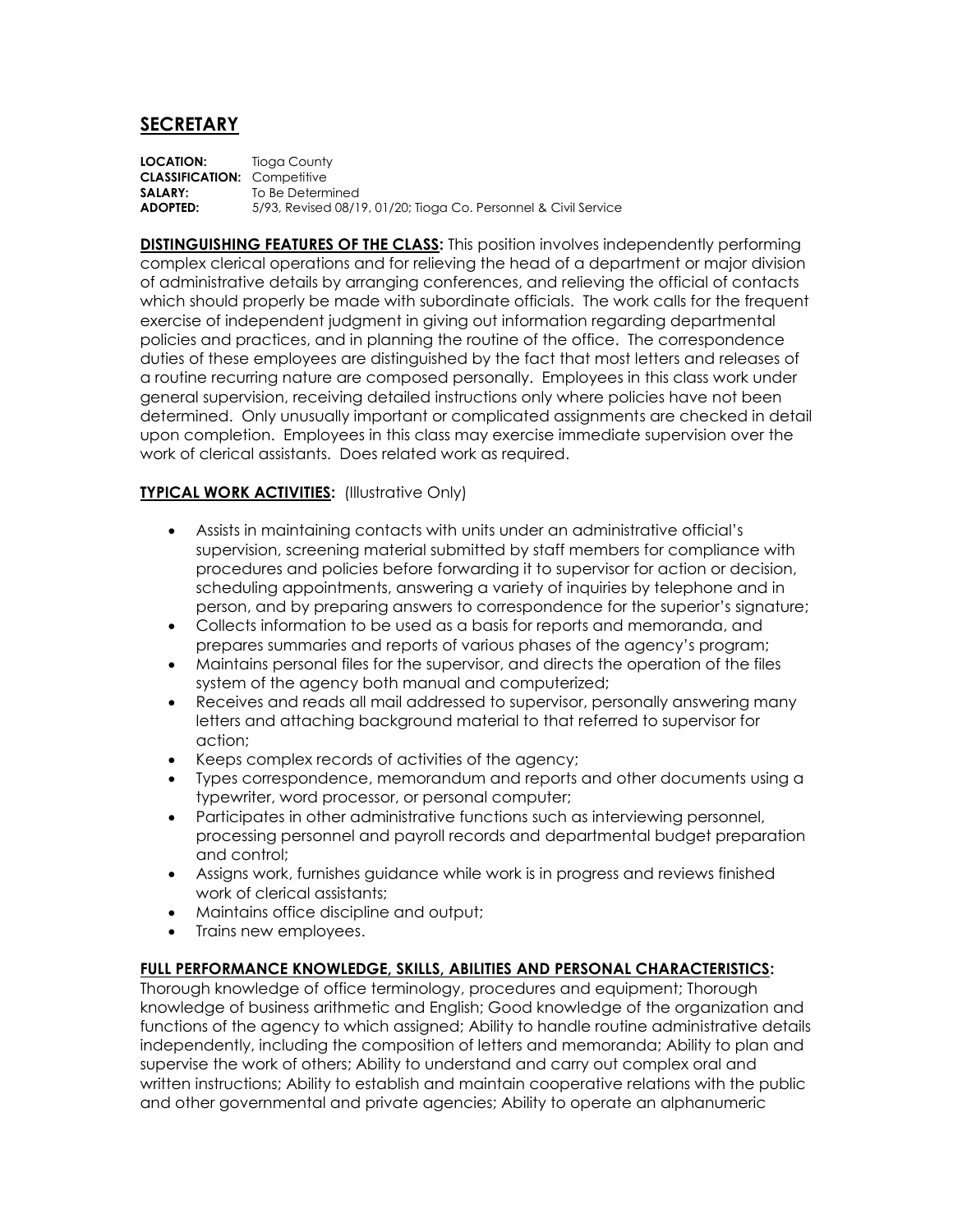# SECRETARY

**LOCATION:** Tioga County
**CLASSIFICATION:** Competitive
**SALARY:** To Be Determined
**ADOPTED:** 5/93, Revised 08/19, 01/20; Tioga Co. Personnel & Civil Service

**DISTINGUISHING FEATURES OF THE CLASS:** This position involves independently performing complex clerical operations and for relieving the head of a department or major division of administrative details by arranging conferences, and relieving the official of contacts which should properly be made with subordinate officials. The work calls for the frequent exercise of independent judgment in giving out information regarding departmental policies and practices, and in planning the routine of the office. The correspondence duties of these employees are distinguished by the fact that most letters and releases of a routine recurring nature are composed personally. Employees in this class work under general supervision, receiving detailed instructions only where policies have not been determined. Only unusually important or complicated assignments are checked in detail upon completion. Employees in this class may exercise immediate supervision over the work of clerical assistants. Does related work as required.

**TYPICAL WORK ACTIVITIES:** (Illustrative Only)

- Assists in maintaining contacts with units under an administrative official's supervision, screening material submitted by staff members for compliance with procedures and policies before forwarding it to supervisor for action or decision, scheduling appointments, answering a variety of inquiries by telephone and in person, and by preparing answers to correspondence for the superior's signature;
- Collects information to be used as a basis for reports and memoranda, and prepares summaries and reports of various phases of the agency's program;
- Maintains personal files for the supervisor, and directs the operation of the files system of the agency both manual and computerized;
- Receives and reads all mail addressed to supervisor, personally answering many letters and attaching background material to that referred to supervisor for action;
- Keeps complex records of activities of the agency;
- Types correspondence, memorandum and reports and other documents using a typewriter, word processor, or personal computer;
- Participates in other administrative functions such as interviewing personnel, processing personnel and payroll records and departmental budget preparation and control;
- Assigns work, furnishes guidance while work is in progress and reviews finished work of clerical assistants;
- Maintains office discipline and output;
- Trains new employees.

**FULL PERFORMANCE KNOWLEDGE, SKILLS, ABILITIES AND PERSONAL CHARACTERISTICS:**
Thorough knowledge of office terminology, procedures and equipment; Thorough knowledge of business arithmetic and English; Good knowledge of the organization and functions of the agency to which assigned; Ability to handle routine administrative details independently, including the composition of letters and memoranda; Ability to plan and supervise the work of others; Ability to understand and carry out complex oral and written instructions; Ability to establish and maintain cooperative relations with the public and other governmental and private agencies; Ability to operate an alphanumeric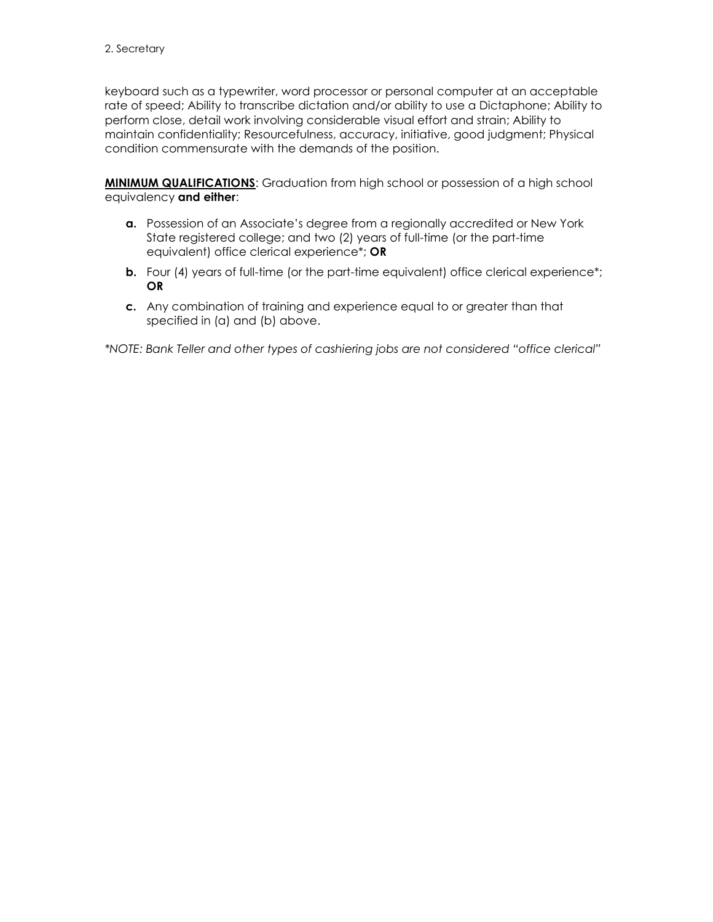keyboard such as a typewriter, word processor or personal computer at an acceptable rate of speed; Ability to transcribe dictation and/or ability to use a Dictaphone; Ability to perform close, detail work involving considerable visual effort and strain; Ability to maintain confidentiality; Resourcefulness, accuracy, initiative, good judgment; Physical condition commensurate with the demands of the position.

**MINIMUM QUALIFICATIONS**: Graduation from high school or possession of a high school equivalency **and either**:

- **a.** Possession of an Associate's degree from a regionally accredited or New York State registered college; and two (2) years of full-time (or the part-time equivalent) office clerical experience*; **OR**
- **b.** Four (4) years of full-time (or the part-time equivalent) office clerical experience*; **OR**
- **c.** Any combination of training and experience equal to or greater than that specified in (a) and (b) above.

*\*NOTE: Bank Teller and other types of cashiering jobs are not considered "office clerical"*